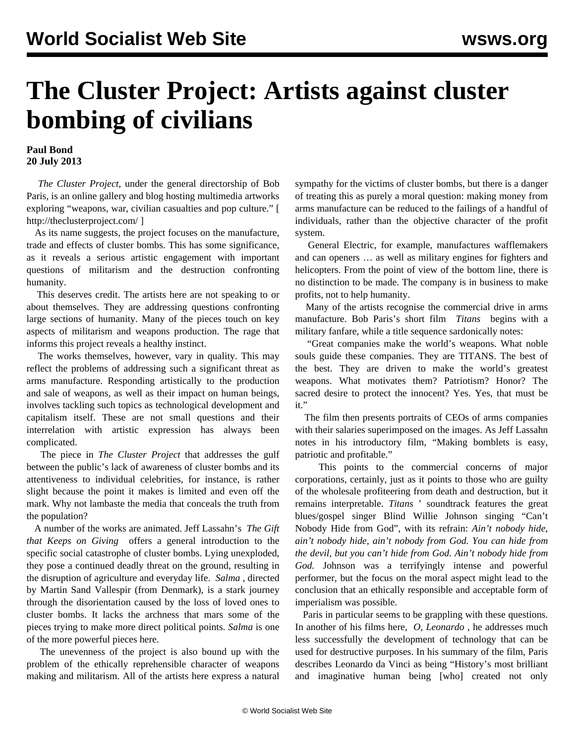# The Cluster Project: Artists against cluster bombing of civilians

**Paul Bond**
**20 July 2013**

*The Cluster Project*, under the general directorship of Bob Paris, is an online gallery and blog hosting multimedia artworks exploring "weapons, war, civilian casualties and pop culture." [ http://theclusterproject.com/ ]

As its name suggests, the project focuses on the manufacture, trade and effects of cluster bombs. This has some significance, as it reveals a serious artistic engagement with important questions of militarism and the destruction confronting humanity.

This deserves credit. The artists here are not speaking to or about themselves. They are addressing questions confronting large sections of humanity. Many of the pieces touch on key aspects of militarism and weapons production. The rage that informs this project reveals a healthy instinct.

The works themselves, however, vary in quality. This may reflect the problems of addressing such a significant threat as arms manufacture. Responding artistically to the production and sale of weapons, as well as their impact on human beings, involves tackling such topics as technological development and capitalism itself. These are not small questions and their interrelation with artistic expression has always been complicated.

The piece in *The Cluster Project* that addresses the gulf between the public's lack of awareness of cluster bombs and its attentiveness to individual celebrities, for instance, is rather slight because the point it makes is limited and even off the mark. Why not lambaste the media that conceals the truth from the population?

A number of the works are animated. Jeff Lassahn's *The Gift that Keeps on Giving* offers a general introduction to the specific social catastrophe of cluster bombs. Lying unexploded, they pose a continued deadly threat on the ground, resulting in the disruption of agriculture and everyday life. *Salma* , directed by Martin Sand Vallespir (from Denmark), is a stark journey through the disorientation caused by the loss of loved ones to cluster bombs. It lacks the archness that mars some of the pieces trying to make more direct political points. *Salma* is one of the more powerful pieces here.

The unevenness of the project is also bound up with the problem of the ethically reprehensible character of weapons making and militarism. All of the artists here express a natural sympathy for the victims of cluster bombs, but there is a danger of treating this as purely a moral question: making money from arms manufacture can be reduced to the failings of a handful of individuals, rather than the objective character of the profit system.

General Electric, for example, manufactures wafflemakers and can openers … as well as military engines for fighters and helicopters. From the point of view of the bottom line, there is no distinction to be made. The company is in business to make profits, not to help humanity.

Many of the artists recognise the commercial drive in arms manufacture. Bob Paris's short film *Titans* begins with a military fanfare, while a title sequence sardonically notes:

"Great companies make the world's weapons. What noble souls guide these companies. They are TITANS. The best of the best. They are driven to make the world's greatest weapons. What motivates them? Patriotism? Honor? The sacred desire to protect the innocent? Yes. Yes, that must be it."

The film then presents portraits of CEOs of arms companies with their salaries superimposed on the images. As Jeff Lassahn notes in his introductory film, "Making bomblets is easy, patriotic and profitable."

This points to the commercial concerns of major corporations, certainly, just as it points to those who are guilty of the wholesale profiteering from death and destruction, but it remains interpretable. *Titans* ' soundtrack features the great blues/gospel singer Blind Willie Johnson singing "Can't Nobody Hide from God", with its refrain: *Ain't nobody hide, ain't nobody hide, ain't nobody from God. You can hide from the devil, but you can't hide from God. Ain't nobody hide from God.* Johnson was a terrifyingly intense and powerful performer, but the focus on the moral aspect might lead to the conclusion that an ethically responsible and acceptable form of imperialism was possible.

Paris in particular seems to be grappling with these questions. In another of his films here, *O, Leonardo* , he addresses much less successfully the development of technology that can be used for destructive purposes. In his summary of the film, Paris describes Leonardo da Vinci as being "History's most brilliant and imaginative human being [who] created not only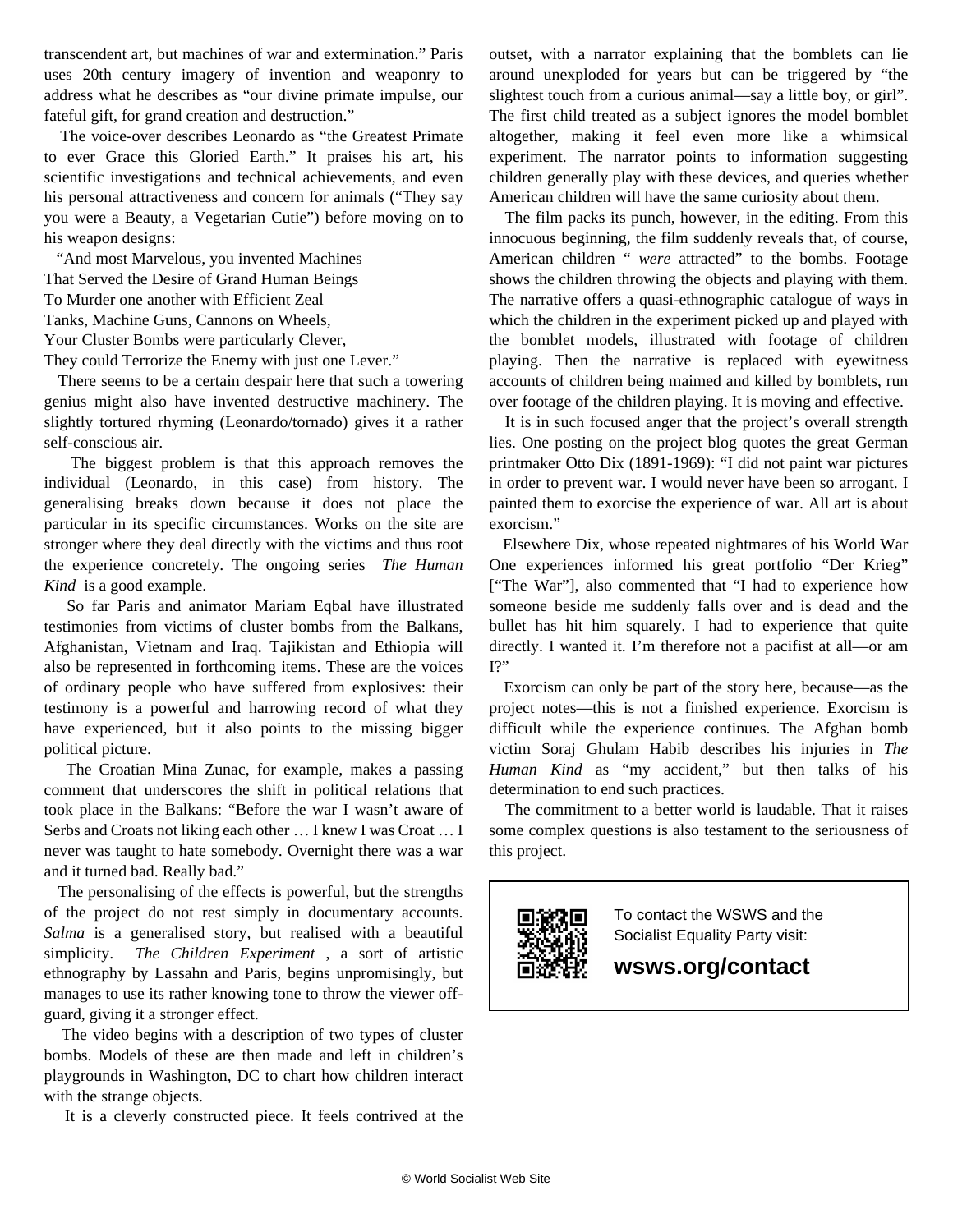transcendent art, but machines of war and extermination." Paris uses 20th century imagery of invention and weaponry to address what he describes as "our divine primate impulse, our fateful gift, for grand creation and destruction."

The voice-over describes Leonardo as "the Greatest Primate to ever Grace this Gloried Earth." It praises his art, his scientific investigations and technical achievements, and even his personal attractiveness and concern for animals ("They say you were a Beauty, a Vegetarian Cutie") before moving on to his weapon designs:

"And most Marvelous, you invented Machines
That Served the Desire of Grand Human Beings
To Murder one another with Efficient Zeal
Tanks, Machine Guns, Cannons on Wheels,
Your Cluster Bombs were particularly Clever,
They could Terrorize the Enemy with just one Lever."

There seems to be a certain despair here that such a towering genius might also have invented destructive machinery. The slightly tortured rhyming (Leonardo/tornado) gives it a rather self-conscious air.

The biggest problem is that this approach removes the individual (Leonardo, in this case) from history. The generalising breaks down because it does not place the particular in its specific circumstances. Works on the site are stronger where they deal directly with the victims and thus root the experience concretely. The ongoing series *The Human Kind* is a good example.

So far Paris and animator Mariam Eqbal have illustrated testimonies from victims of cluster bombs from the Balkans, Afghanistan, Vietnam and Iraq. Tajikistan and Ethiopia will also be represented in forthcoming items. These are the voices of ordinary people who have suffered from explosives: their testimony is a powerful and harrowing record of what they have experienced, but it also points to the missing bigger political picture.

The Croatian Mina Zunac, for example, makes a passing comment that underscores the shift in political relations that took place in the Balkans: "Before the war I wasn't aware of Serbs and Croats not liking each other … I knew I was Croat … I never was taught to hate somebody. Overnight there was a war and it turned bad. Really bad."

The personalising of the effects is powerful, but the strengths of the project do not rest simply in documentary accounts. *Salma* is a generalised story, but realised with a beautiful simplicity. *The Children Experiment*, a sort of artistic ethnography by Lassahn and Paris, begins unpromisingly, but manages to use its rather knowing tone to throw the viewer off-guard, giving it a stronger effect.

The video begins with a description of two types of cluster bombs. Models of these are then made and left in children's playgrounds in Washington, DC to chart how children interact with the strange objects.

It is a cleverly constructed piece. It feels contrived at the outset, with a narrator explaining that the bomblets can lie around unexploded for years but can be triggered by "the slightest touch from a curious animal—say a little boy, or girl". The first child treated as a subject ignores the model bomblet altogether, making it feel even more like a whimsical experiment. The narrator points to information suggesting children generally play with these devices, and queries whether American children will have the same curiosity about them.

The film packs its punch, however, in the editing. From this innocuous beginning, the film suddenly reveals that, of course, American children "*were* attracted" to the bombs. Footage shows the children throwing the objects and playing with them. The narrative offers a quasi-ethnographic catalogue of ways in which the children in the experiment picked up and played with the bomblet models, illustrated with footage of children playing. Then the narrative is replaced with eyewitness accounts of children being maimed and killed by bomblets, run over footage of the children playing. It is moving and effective.

It is in such focused anger that the project's overall strength lies. One posting on the project blog quotes the great German printmaker Otto Dix (1891-1969): "I did not paint war pictures in order to prevent war. I would never have been so arrogant. I painted them to exorcise the experience of war. All art is about exorcism."

Elsewhere Dix, whose repeated nightmares of his World War One experiences informed his great portfolio "Der Krieg" ["The War"], also commented that "I had to experience how someone beside me suddenly falls over and is dead and the bullet has hit him squarely. I had to experience that quite directly. I wanted it. I'm therefore not a pacifist at all—or am I?"

Exorcism can only be part of the story here, because—as the project notes—this is not a finished experience. Exorcism is difficult while the experience continues. The Afghan bomb victim Soraj Ghulam Habib describes his injuries in *The Human Kind* as "my accident," but then talks of his determination to end such practices.

The commitment to a better world is laudable. That it raises some complex questions is also testament to the seriousness of this project.

To contact the WSWS and the Socialist Equality Party visit:

**wsws.org/contact**